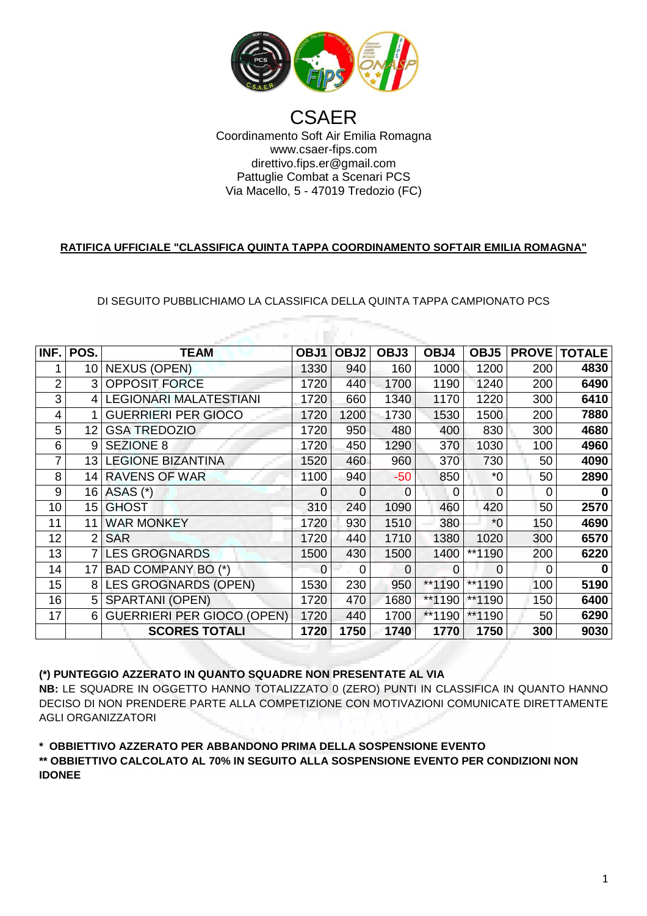# CSAER

Coordinamento Soft Air Emilia Romagna
www.csaer-fips.com
direttivo.fips.er@gmail.com
Pattuglie Combat a Scenari PCS
Via Macello, 5 - 47019 Tredozio (FC)

**RATIFICA UFFICIALE "CLASSIFICA QUINTA TAPPA COORDINAMENTO SOFTAIR EMILIA ROMAGNA"**

DI SEGUITO PUBBLICHIAMO LA CLASSIFICA DELLA QUINTA TAPPA CAMPIONATO PCS

| INF. | POS. | TEAM | OBJ1 | OBJ2 | OBJ3 | OBJ4 | OBJ5 | PROVE | TOTALE |
|---|---|---|---|---|---|---|---|---|---|
| 1 | 10 | NEXUS (OPEN) | 1330 | 940 | 160 | 1000 | 1200 | 200 | **4830** |
| 2 | 3 | OPPOSIT FORCE | 1720 | 440 | 1700 | 1190 | 1240 | 200 | **6490** |
| 3 | 4 | LEGIONARI MALATESTIANI | 1720 | 660 | 1340 | 1170 | 1220 | 300 | **6410** |
| 4 | 1 | GUERRIERI PER GIOCO | 1720 | 1200 | 1730 | 1530 | 1500 | 200 | **7880** |
| 5 | 12 | GSA TREDOZIO | 1720 | 950 | 480 | 400 | 830 | 300 | **4680** |
| 6 | 9 | SEZIONE 8 | 1720 | 450 | 1290 | 370 | 1030 | 100 | **4960** |
| 7 | 13 | LEGIONE BIZANTINA | 1520 | 460 | 960 | 370 | 730 | 50 | **4090** |
| 8 | 14 | RAVENS OF WAR | 1100 | 940 | -50 | 850 | *0 | 50 | **2890** |
| 9 | 16 | ASAS (*) | 0 | 0 | 0 | 0 | 0 | 0 | **0** |
| 10 | 15 | GHOST | 310 | 240 | 1090 | 460 | 420 | 50 | **2570** |
| 11 | 11 | WAR MONKEY | 1720 | 930 | 1510 | 380 | *0 | 150 | **4690** |
| 12 | 2 | SAR | 1720 | 440 | 1710 | 1380 | 1020 | 300 | **6570** |
| 13 | 7 | LES GROGNARDS | 1500 | 430 | 1500 | 1400 | **1190 | 200 | **6220** |
| 14 | 17 | BAD COMPANY BO (*) | 0 | 0 | 0 | 0 | 0 | 0 | **0** |
| 15 | 8 | LES GROGNARDS (OPEN) | 1530 | 230 | 950 | **1190 | **1190 | 100 | **5190** |
| 16 | 5 | SPARTANI (OPEN) | 1720 | 470 | 1680 | **1190 | **1190 | 150 | **6400** |
| 17 | 6 | GUERRIERI PER GIOCO (OPEN) | 1720 | 440 | 1700 | **1190 | **1190 | 50 | **6290** |
| | | **SCORES TOTALI** | **1720** | **1750** | **1740** | **1770** | **1750** | **300** | **9030** |

**(*) PUNTEGGIO AZZERATO IN QUANTO SQUADRE NON PRESENTATE AL VIA**

**NB:** LE SQUADRE IN OGGETTO HANNO TOTALIZZATO 0 (ZERO) PUNTI IN CLASSIFICA IN QUANTO HANNO DECISO DI NON PRENDERE PARTE ALLA COMPETIZIONE CON MOTIVAZIONI COMUNICATE DIRETTAMENTE AGLI ORGANIZZATORI

**\* OBBIETTIVO AZZERATO PER ABBANDONO PRIMA DELLA SOSPENSIONE EVENTO**

**\*\* OBBIETTIVO CALCOLATO AL 70% IN SEGUITO ALLA SOSPENSIONE EVENTO PER CONDIZIONI NON IDONEE**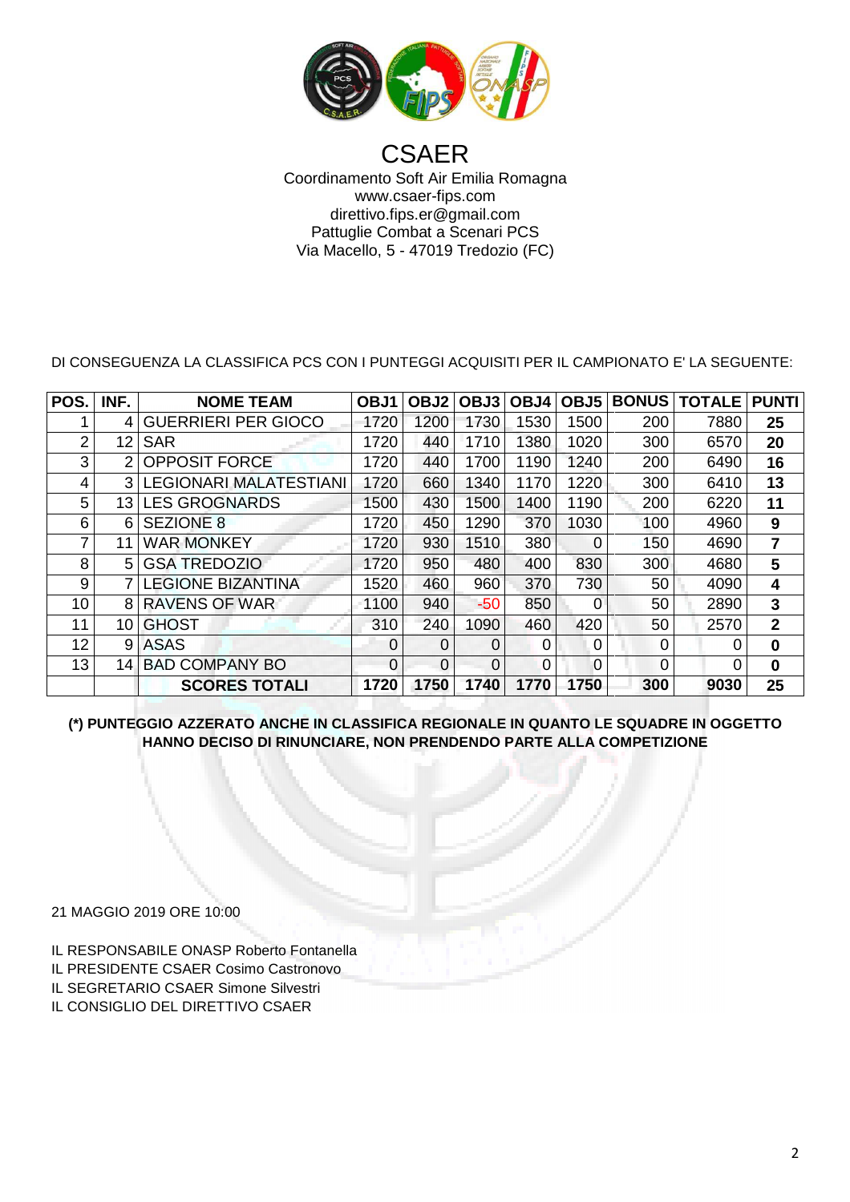# CSAER

Coordinamento Soft Air Emilia Romagna
www.csaer-fips.com
direttivo.fips.er@gmail.com
Pattuglie Combat a Scenari PCS
Via Macello, 5 - 47019 Tredozio (FC)

DI CONSEGUENZA LA CLASSIFICA PCS CON I PUNTEGGI ACQUISITI PER IL CAMPIONATO E' LA SEGUENTE:

| POS. | INF. | NOME TEAM | OBJ1 | OBJ2 | OBJ3 | OBJ4 | OBJ5 | BONUS | TOTALE | PUNTI |
|---|---|---|---|---|---|---|---|---|---|---|
| 1 | 4 | GUERRIERI PER GIOCO | 1720 | 1200 | 1730 | 1530 | 1500 | 200 | 7880 | **25** |
| 2 | 12 | SAR | 1720 | 440 | 1710 | 1380 | 1020 | 300 | 6570 | **20** |
| 3 | 2 | OPPOSIT FORCE | 1720 | 440 | 1700 | 1190 | 1240 | 200 | 6490 | **16** |
| 4 | 3 | LEGIONARI MALATESTIANI | 1720 | 660 | 1340 | 1170 | 1220 | 300 | 6410 | **13** |
| 5 | 13 | LES GROGNARDS | 1500 | 430 | 1500 | 1400 | 1190 | 200 | 6220 | **11** |
| 6 | 6 | SEZIONE 8 | 1720 | 450 | 1290 | 370 | 1030 | 100 | 4960 | **9** |
| 7 | 11 | WAR MONKEY | 1720 | 930 | 1510 | 380 | 0 | 150 | 4690 | **7** |
| 8 | 5 | GSA TREDOZIO | 1720 | 950 | 480 | 400 | 830 | 300 | 4680 | **5** |
| 9 | 7 | LEGIONE BIZANTINA | 1520 | 460 | 960 | 370 | 730 | 50 | 4090 | **4** |
| 10 | 8 | RAVENS OF WAR | 1100 | 940 | -50 | 850 | 0 | 50 | 2890 | **3** |
| 11 | 10 | GHOST | 310 | 240 | 1090 | 460 | 420 | 50 | 2570 | **2** |
| 12 | 9 | ASAS | 0 | 0 | 0 | 0 | 0 | 0 | 0 | **0** |
| 13 | 14 | BAD COMPANY BO | 0 | 0 | 0 | 0 | 0 | 0 | 0 | **0** |
| | | **SCORES TOTALI** | **1720** | **1750** | **1740** | **1770** | **1750** | **300** | **9030** | **25** |

**(*) PUNTEGGIO AZZERATO ANCHE IN CLASSIFICA REGIONALE IN QUANTO LE SQUADRE IN OGGETTO HANNO DECISO DI RINUNCIARE, NON PRENDENDO PARTE ALLA COMPETIZIONE**

21 MAGGIO 2019 ORE 10:00

IL RESPONSABILE ONASP Roberto Fontanella
IL PRESIDENTE CSAER Cosimo Castronovo
IL SEGRETARIO CSAER Simone Silvestri
IL CONSIGLIO DEL DIRETTIVO CSAER